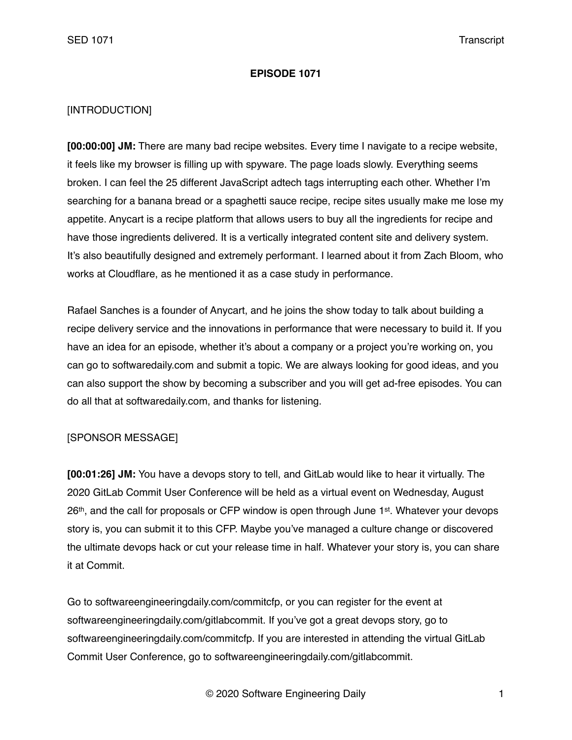**EPISODE 1071**

[INTRODUCTION]

**[00:00:00] JM:** There are many bad recipe websites. Every time I navigate to a recipe website, it feels like my browser is filling up with spyware. The page loads slowly. Everything seems broken. I can feel the 25 different JavaScript adtech tags interrupting each other. Whether I'm searching for a banana bread or a spaghetti sauce recipe, recipe sites usually make me lose my appetite. Anycart is a recipe platform that allows users to buy all the ingredients for recipe and have those ingredients delivered. It is a vertically integrated content site and delivery system. It's also beautifully designed and extremely performant. I learned about it from Zach Bloom, who works at Cloudflare, as he mentioned it as a case study in performance.

Rafael Sanches is a founder of Anycart, and he joins the show today to talk about building a recipe delivery service and the innovations in performance that were necessary to build it. If you have an idea for an episode, whether it's about a company or a project you're working on, you can go to softwaredaily.com and submit a topic. We are always looking for good ideas, and you can also support the show by becoming a subscriber and you will get ad-free episodes. You can do all that at softwaredaily.com, and thanks for listening.

[SPONSOR MESSAGE]

**[00:01:26] JM:** You have a devops story to tell, and GitLab would like to hear it virtually. The 2020 GitLab Commit User Conference will be held as a virtual event on Wednesday, August 26th, and the call for proposals or CFP window is open through June 1st. Whatever your devops story is, you can submit it to this CFP. Maybe you've managed a culture change or discovered the ultimate devops hack or cut your release time in half. Whatever your story is, you can share it at Commit.

Go to softwareengineeringdaily.com/commitcfp, or you can register for the event at softwareengineeringdaily.com/gitlabcommit. If you've got a great devops story, go to softwareengineeringdaily.com/commitcfp. If you are interested in attending the virtual GitLab Commit User Conference, go to softwareengineeringdaily.com/gitlabcommit.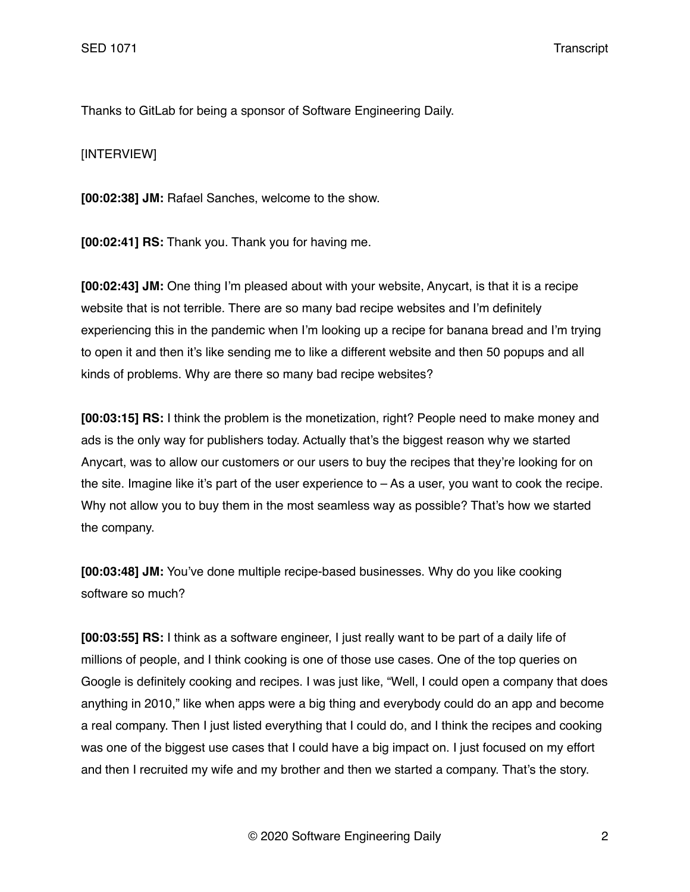Thanks to GitLab for being a sponsor of Software Engineering Daily.

[INTERVIEW]

**[00:02:38] JM:** Rafael Sanches, welcome to the show.

**[00:02:41] RS:** Thank you. Thank you for having me.

**[00:02:43] JM:** One thing I'm pleased about with your website, Anycart, is that it is a recipe website that is not terrible. There are so many bad recipe websites and I'm definitely experiencing this in the pandemic when I'm looking up a recipe for banana bread and I'm trying to open it and then it's like sending me to like a different website and then 50 popups and all kinds of problems. Why are there so many bad recipe websites?

**[00:03:15] RS:** I think the problem is the monetization, right? People need to make money and ads is the only way for publishers today. Actually that's the biggest reason why we started Anycart, was to allow our customers or our users to buy the recipes that they're looking for on the site. Imagine like it's part of the user experience to – As a user, you want to cook the recipe. Why not allow you to buy them in the most seamless way as possible? That's how we started the company.

**[00:03:48] JM:** You've done multiple recipe-based businesses. Why do you like cooking software so much?

**[00:03:55] RS:** I think as a software engineer, I just really want to be part of a daily life of millions of people, and I think cooking is one of those use cases. One of the top queries on Google is definitely cooking and recipes. I was just like, "Well, I could open a company that does anything in 2010," like when apps were a big thing and everybody could do an app and become a real company. Then I just listed everything that I could do, and I think the recipes and cooking was one of the biggest use cases that I could have a big impact on. I just focused on my effort and then I recruited my wife and my brother and then we started a company. That's the story.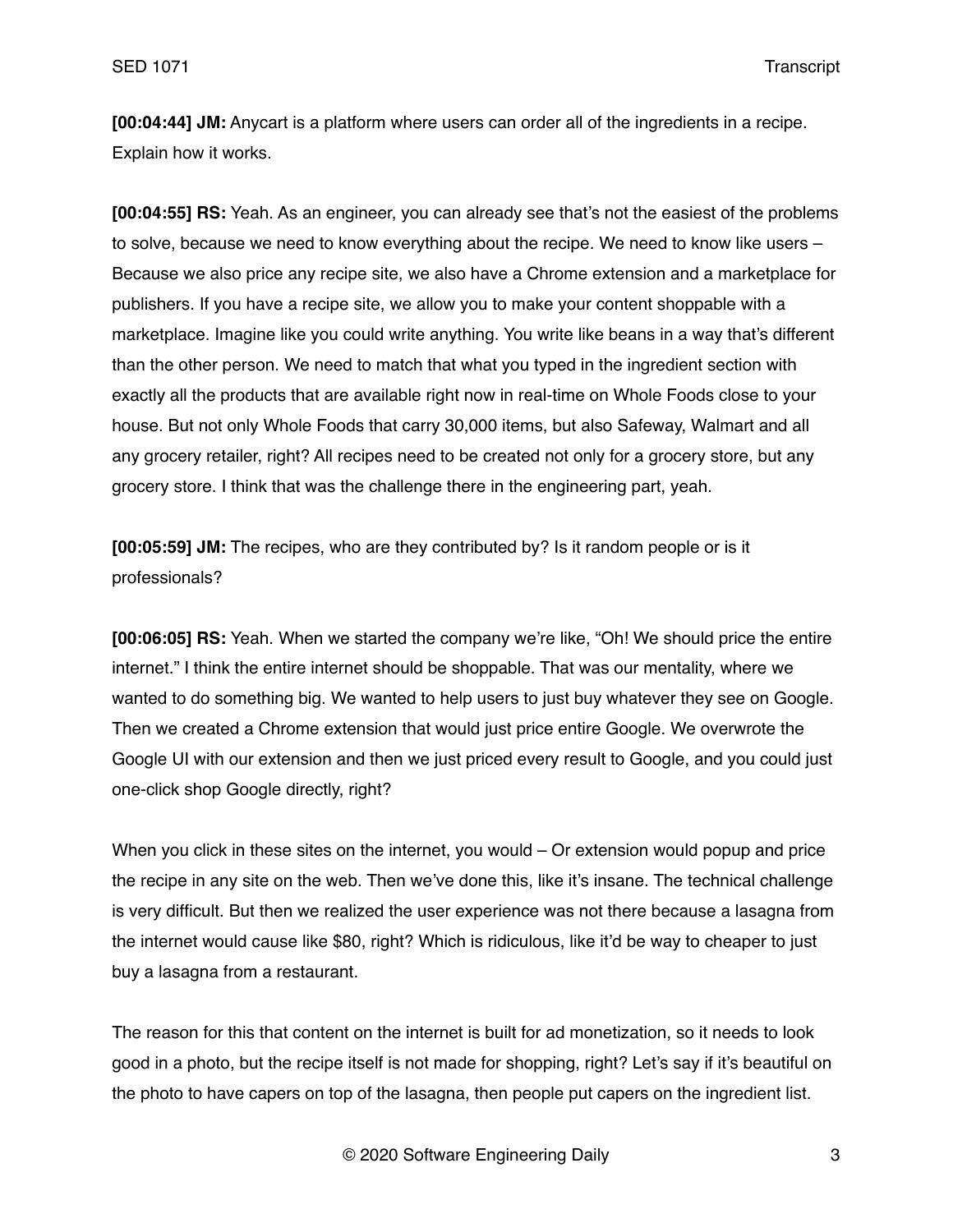**[00:04:44] JM:** Anycart is a platform where users can order all of the ingredients in a recipe. Explain how it works.

**[00:04:55] RS:** Yeah. As an engineer, you can already see that's not the easiest of the problems to solve, because we need to know everything about the recipe. We need to know like users – Because we also price any recipe site, we also have a Chrome extension and a marketplace for publishers. If you have a recipe site, we allow you to make your content shoppable with a marketplace. Imagine like you could write anything. You write like beans in a way that's different than the other person. We need to match that what you typed in the ingredient section with exactly all the products that are available right now in real-time on Whole Foods close to your house. But not only Whole Foods that carry 30,000 items, but also Safeway, Walmart and all any grocery retailer, right? All recipes need to be created not only for a grocery store, but any grocery store. I think that was the challenge there in the engineering part, yeah.

**[00:05:59] JM:** The recipes, who are they contributed by? Is it random people or is it professionals?

**[00:06:05] RS:** Yeah. When we started the company we're like, "Oh! We should price the entire internet." I think the entire internet should be shoppable. That was our mentality, where we wanted to do something big. We wanted to help users to just buy whatever they see on Google. Then we created a Chrome extension that would just price entire Google. We overwrote the Google UI with our extension and then we just priced every result to Google, and you could just one-click shop Google directly, right?

When you click in these sites on the internet, you would – Or extension would popup and price the recipe in any site on the web. Then we've done this, like it's insane. The technical challenge is very difficult. But then we realized the user experience was not there because a lasagna from the internet would cause like $80, right? Which is ridiculous, like it'd be way to cheaper to just buy a lasagna from a restaurant.

The reason for this that content on the internet is built for ad monetization, so it needs to look good in a photo, but the recipe itself is not made for shopping, right? Let's say if it's beautiful on the photo to have capers on top of the lasagna, then people put capers on the ingredient list.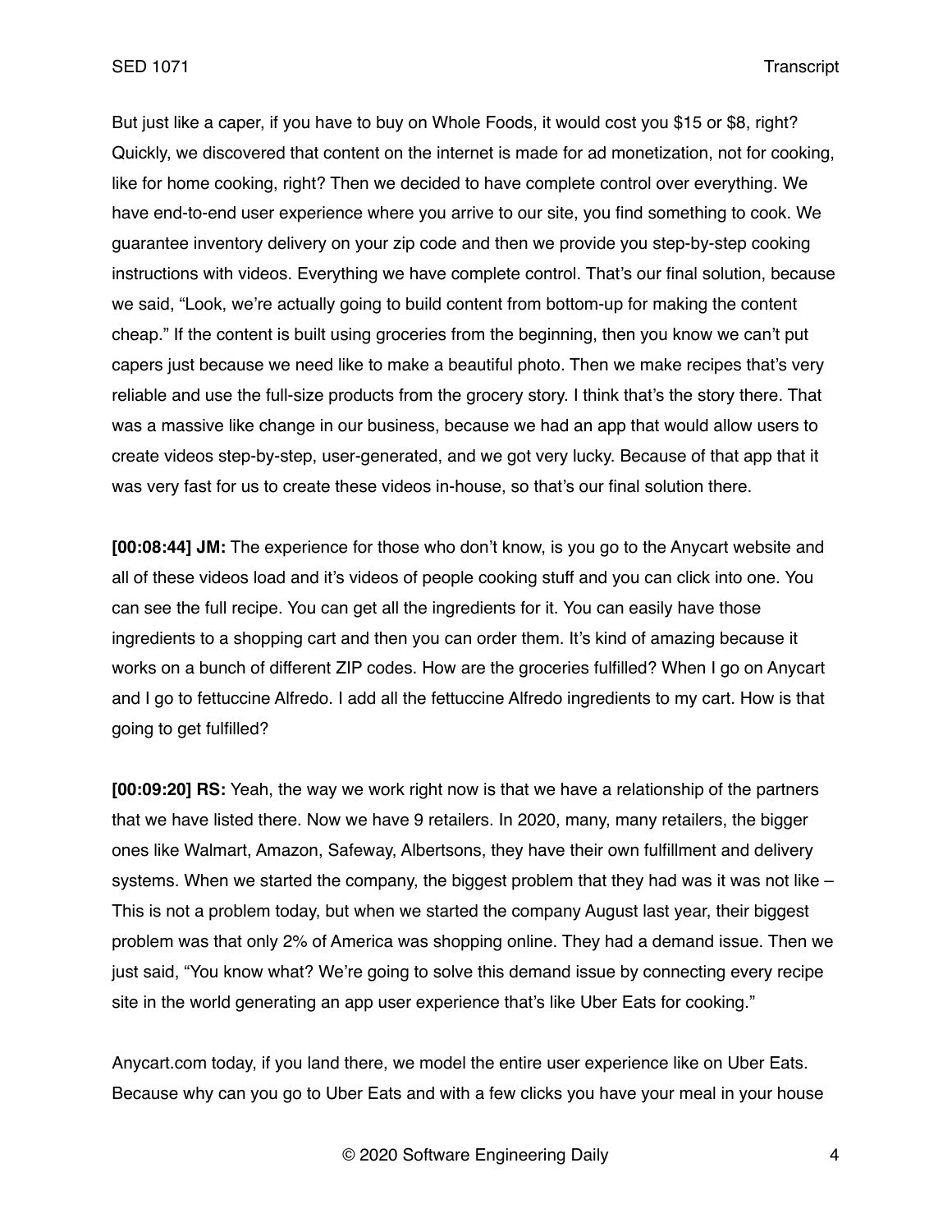But just like a caper, if you have to buy on Whole Foods, it would cost you $15 or $8, right? Quickly, we discovered that content on the internet is made for ad monetization, not for cooking, like for home cooking, right? Then we decided to have complete control over everything. We have end-to-end user experience where you arrive to our site, you find something to cook. We guarantee inventory delivery on your zip code and then we provide you step-by-step cooking instructions with videos. Everything we have complete control. That's our final solution, because we said, "Look, we're actually going to build content from bottom-up for making the content cheap." If the content is built using groceries from the beginning, then you know we can't put capers just because we need like to make a beautiful photo. Then we make recipes that's very reliable and use the full-size products from the grocery story. I think that's the story there. That was a massive like change in our business, because we had an app that would allow users to create videos step-by-step, user-generated, and we got very lucky. Because of that app that it was very fast for us to create these videos in-house, so that's our final solution there.

**[00:08:44] JM:** The experience for those who don't know, is you go to the Anycart website and all of these videos load and it's videos of people cooking stuff and you can click into one. You can see the full recipe. You can get all the ingredients for it. You can easily have those ingredients to a shopping cart and then you can order them. It's kind of amazing because it works on a bunch of different ZIP codes. How are the groceries fulfilled? When I go on Anycart and I go to fettuccine Alfredo. I add all the fettuccine Alfredo ingredients to my cart. How is that going to get fulfilled?

**[00:09:20] RS:** Yeah, the way we work right now is that we have a relationship of the partners that we have listed there. Now we have 9 retailers. In 2020, many, many retailers, the bigger ones like Walmart, Amazon, Safeway, Albertsons, they have their own fulfillment and delivery systems. When we started the company, the biggest problem that they had was it was not like – This is not a problem today, but when we started the company August last year, their biggest problem was that only 2% of America was shopping online. They had a demand issue. Then we just said, "You know what? We're going to solve this demand issue by connecting every recipe site in the world generating an app user experience that's like Uber Eats for cooking."

Anycart.com today, if you land there, we model the entire user experience like on Uber Eats. Because why can you go to Uber Eats and with a few clicks you have your meal in your house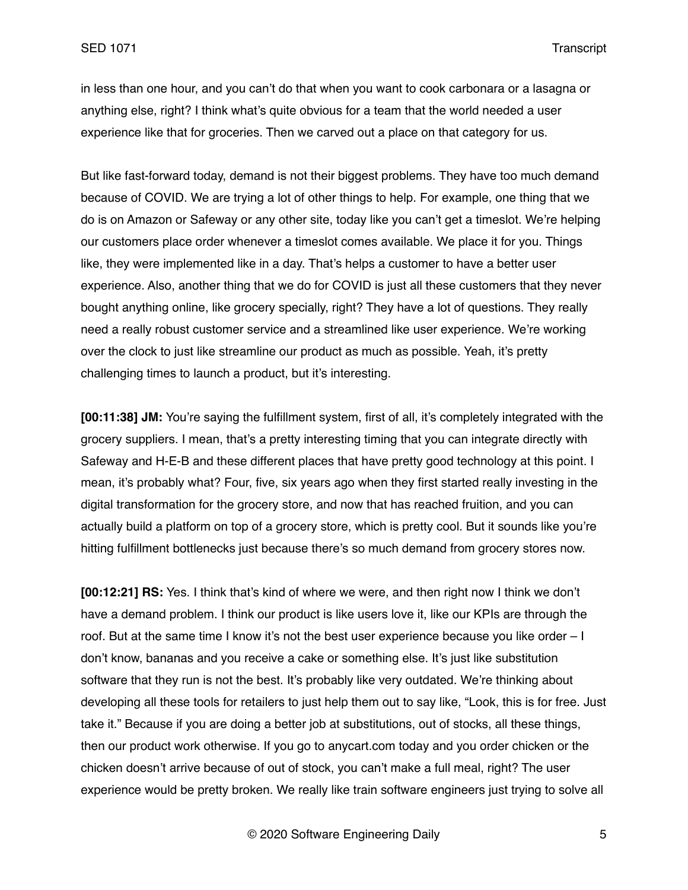in less than one hour, and you can't do that when you want to cook carbonara or a lasagna or anything else, right? I think what's quite obvious for a team that the world needed a user experience like that for groceries. Then we carved out a place on that category for us.

But like fast-forward today, demand is not their biggest problems. They have too much demand because of COVID. We are trying a lot of other things to help. For example, one thing that we do is on Amazon or Safeway or any other site, today like you can't get a timeslot. We're helping our customers place order whenever a timeslot comes available. We place it for you. Things like, they were implemented like in a day. That's helps a customer to have a better user experience. Also, another thing that we do for COVID is just all these customers that they never bought anything online, like grocery specially, right? They have a lot of questions. They really need a really robust customer service and a streamlined like user experience. We're working over the clock to just like streamline our product as much as possible. Yeah, it's pretty challenging times to launch a product, but it's interesting.

**[00:11:38] JM:** You're saying the fulfillment system, first of all, it's completely integrated with the grocery suppliers. I mean, that's a pretty interesting timing that you can integrate directly with Safeway and H-E-B and these different places that have pretty good technology at this point. I mean, it's probably what? Four, five, six years ago when they first started really investing in the digital transformation for the grocery store, and now that has reached fruition, and you can actually build a platform on top of a grocery store, which is pretty cool. But it sounds like you're hitting fulfillment bottlenecks just because there's so much demand from grocery stores now.

**[00:12:21] RS:** Yes. I think that's kind of where we were, and then right now I think we don't have a demand problem. I think our product is like users love it, like our KPIs are through the roof. But at the same time I know it's not the best user experience because you like order – I don't know, bananas and you receive a cake or something else. It's just like substitution software that they run is not the best. It's probably like very outdated. We're thinking about developing all these tools for retailers to just help them out to say like, "Look, this is for free. Just take it." Because if you are doing a better job at substitutions, out of stocks, all these things, then our product work otherwise. If you go to anycart.com today and you order chicken or the chicken doesn't arrive because of out of stock, you can't make a full meal, right? The user experience would be pretty broken. We really like train software engineers just trying to solve all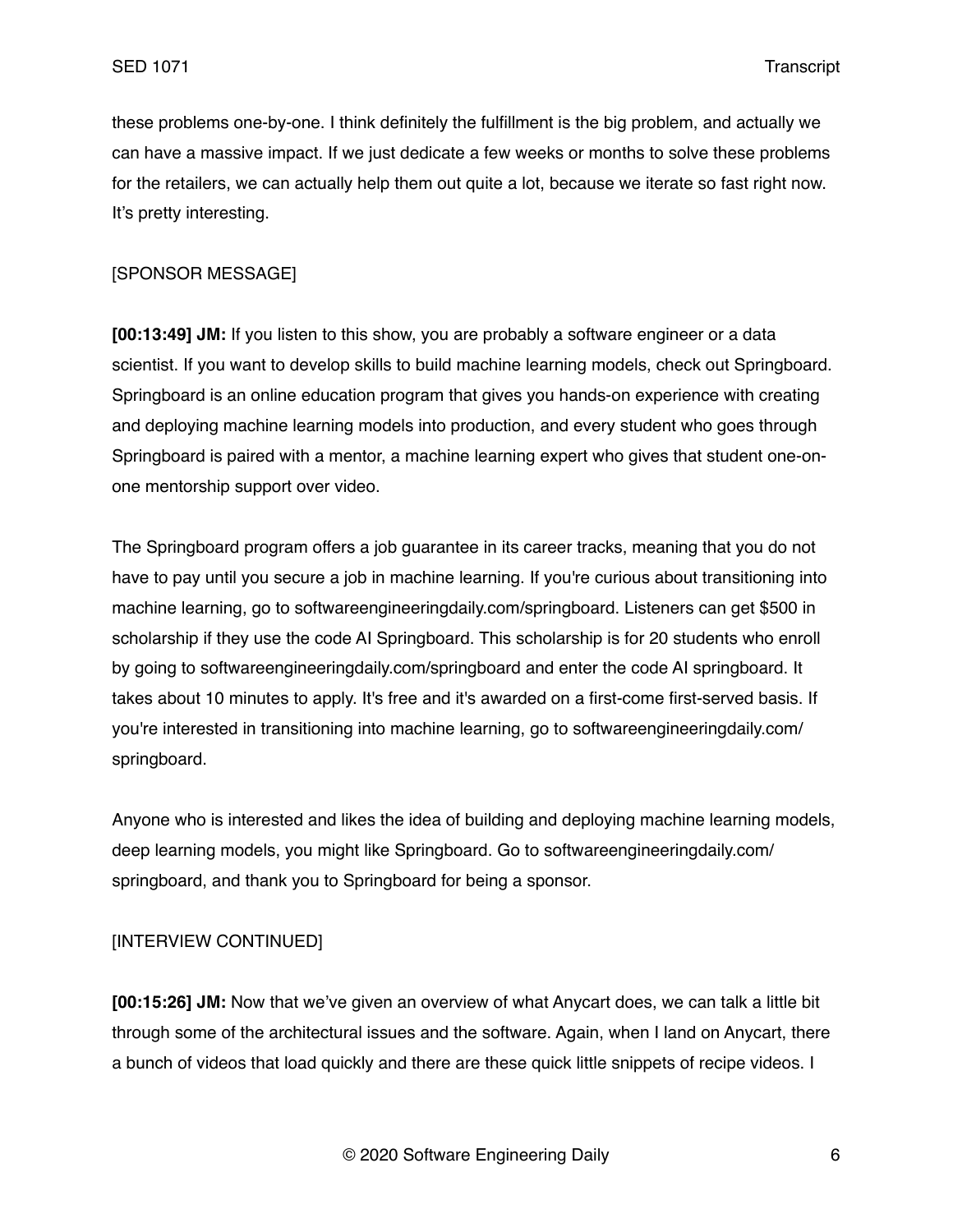these problems one-by-one. I think definitely the fulfillment is the big problem, and actually we can have a massive impact. If we just dedicate a few weeks or months to solve these problems for the retailers, we can actually help them out quite a lot, because we iterate so fast right now. It's pretty interesting.

[SPONSOR MESSAGE]

**[00:13:49] JM:** If you listen to this show, you are probably a software engineer or a data scientist. If you want to develop skills to build machine learning models, check out Springboard. Springboard is an online education program that gives you hands-on experience with creating and deploying machine learning models into production, and every student who goes through Springboard is paired with a mentor, a machine learning expert who gives that student one-on-one mentorship support over video.

The Springboard program offers a job guarantee in its career tracks, meaning that you do not have to pay until you secure a job in machine learning. If you're curious about transitioning into machine learning, go to softwareengineeringdaily.com/springboard. Listeners can get $500 in scholarship if they use the code AI Springboard. This scholarship is for 20 students who enroll by going to softwareengineeringdaily.com/springboard and enter the code AI springboard. It takes about 10 minutes to apply. It's free and it's awarded on a first-come first-served basis. If you're interested in transitioning into machine learning, go to softwareengineeringdaily.com/springboard.

Anyone who is interested and likes the idea of building and deploying machine learning models, deep learning models, you might like Springboard. Go to softwareengineeringdaily.com/springboard, and thank you to Springboard for being a sponsor.

[INTERVIEW CONTINUED]

**[00:15:26] JM:** Now that we've given an overview of what Anycart does, we can talk a little bit through some of the architectural issues and the software. Again, when I land on Anycart, there a bunch of videos that load quickly and there are these quick little snippets of recipe videos. I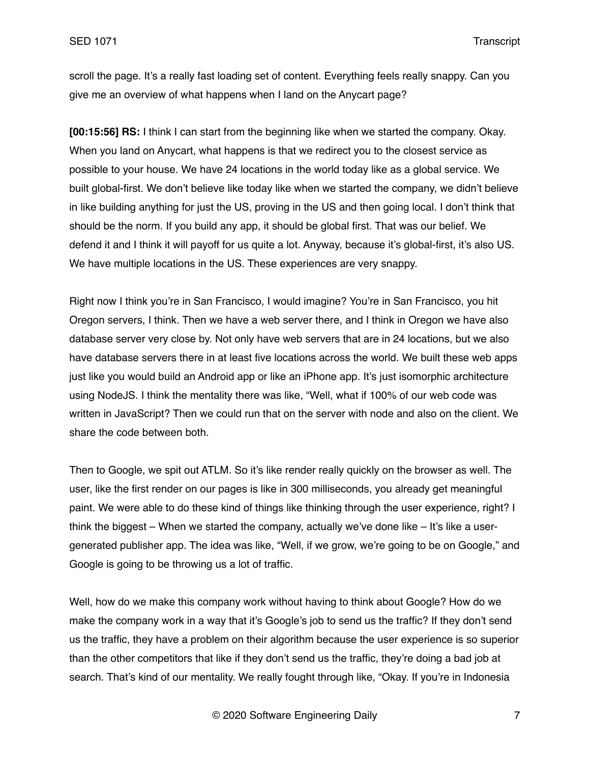scroll the page. It's a really fast loading set of content. Everything feels really snappy. Can you give me an overview of what happens when I land on the Anycart page?

**[00:15:56] RS:** I think I can start from the beginning like when we started the company. Okay. When you land on Anycart, what happens is that we redirect you to the closest service as possible to your house. We have 24 locations in the world today like as a global service. We built global-first. We don't believe like today like when we started the company, we didn't believe in like building anything for just the US, proving in the US and then going local. I don't think that should be the norm. If you build any app, it should be global first. That was our belief. We defend it and I think it will payoff for us quite a lot. Anyway, because it's global-first, it's also US. We have multiple locations in the US. These experiences are very snappy.

Right now I think you're in San Francisco, I would imagine? You're in San Francisco, you hit Oregon servers, I think. Then we have a web server there, and I think in Oregon we have also database server very close by. Not only have web servers that are in 24 locations, but we also have database servers there in at least five locations across the world. We built these web apps just like you would build an Android app or like an iPhone app. It's just isomorphic architecture using NodeJS. I think the mentality there was like, "Well, what if 100% of our web code was written in JavaScript? Then we could run that on the server with node and also on the client. We share the code between both.

Then to Google, we spit out ATLM. So it's like render really quickly on the browser as well. The user, like the first render on our pages is like in 300 milliseconds, you already get meaningful paint. We were able to do these kind of things like thinking through the user experience, right? I think the biggest – When we started the company, actually we've done like – It's like a user-generated publisher app. The idea was like, "Well, if we grow, we're going to be on Google," and Google is going to be throwing us a lot of traffic.

Well, how do we make this company work without having to think about Google? How do we make the company work in a way that it's Google's job to send us the traffic? If they don't send us the traffic, they have a problem on their algorithm because the user experience is so superior than the other competitors that like if they don't send us the traffic, they're doing a bad job at search. That's kind of our mentality. We really fought through like, "Okay. If you're in Indonesia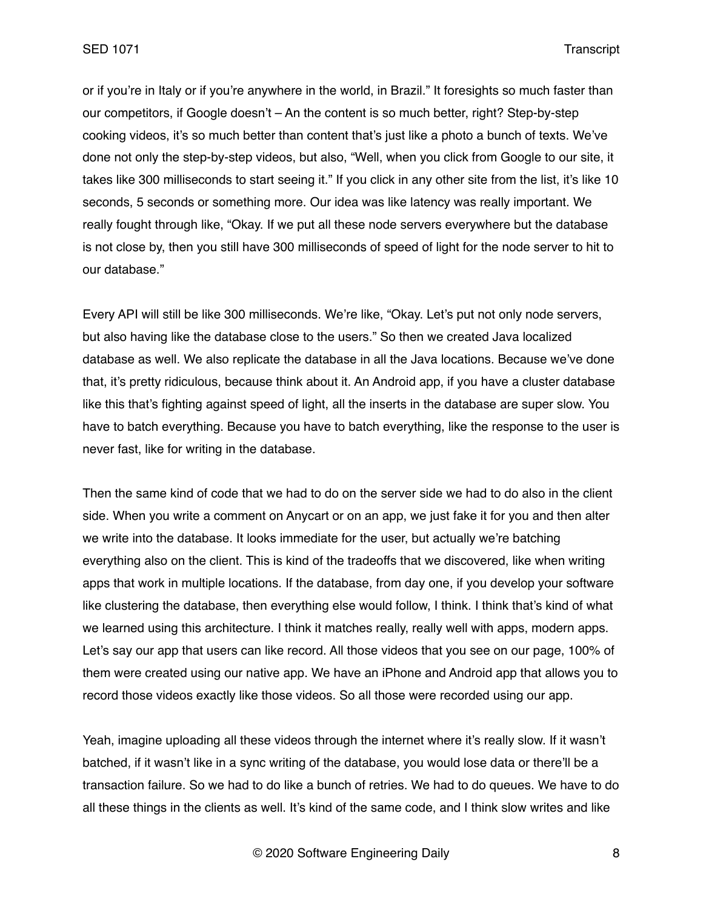or if you're in Italy or if you're anywhere in the world, in Brazil." It foresights so much faster than our competitors, if Google doesn't – An the content is so much better, right? Step-by-step cooking videos, it's so much better than content that's just like a photo a bunch of texts. We've done not only the step-by-step videos, but also, "Well, when you click from Google to our site, it takes like 300 milliseconds to start seeing it." If you click in any other site from the list, it's like 10 seconds, 5 seconds or something more. Our idea was like latency was really important. We really fought through like, "Okay. If we put all these node servers everywhere but the database is not close by, then you still have 300 milliseconds of speed of light for the node server to hit to our database."

Every API will still be like 300 milliseconds. We're like, "Okay. Let's put not only node servers, but also having like the database close to the users." So then we created Java localized database as well. We also replicate the database in all the Java locations. Because we've done that, it's pretty ridiculous, because think about it. An Android app, if you have a cluster database like this that's fighting against speed of light, all the inserts in the database are super slow. You have to batch everything. Because you have to batch everything, like the response to the user is never fast, like for writing in the database.

Then the same kind of code that we had to do on the server side we had to do also in the client side. When you write a comment on Anycart or on an app, we just fake it for you and then alter we write into the database. It looks immediate for the user, but actually we're batching everything also on the client. This is kind of the tradeoffs that we discovered, like when writing apps that work in multiple locations. If the database, from day one, if you develop your software like clustering the database, then everything else would follow, I think. I think that's kind of what we learned using this architecture. I think it matches really, really well with apps, modern apps. Let's say our app that users can like record. All those videos that you see on our page, 100% of them were created using our native app. We have an iPhone and Android app that allows you to record those videos exactly like those videos. So all those were recorded using our app.

Yeah, imagine uploading all these videos through the internet where it's really slow. If it wasn't batched, if it wasn't like in a sync writing of the database, you would lose data or there'll be a transaction failure. So we had to do like a bunch of retries. We had to do queues. We have to do all these things in the clients as well. It's kind of the same code, and I think slow writes and like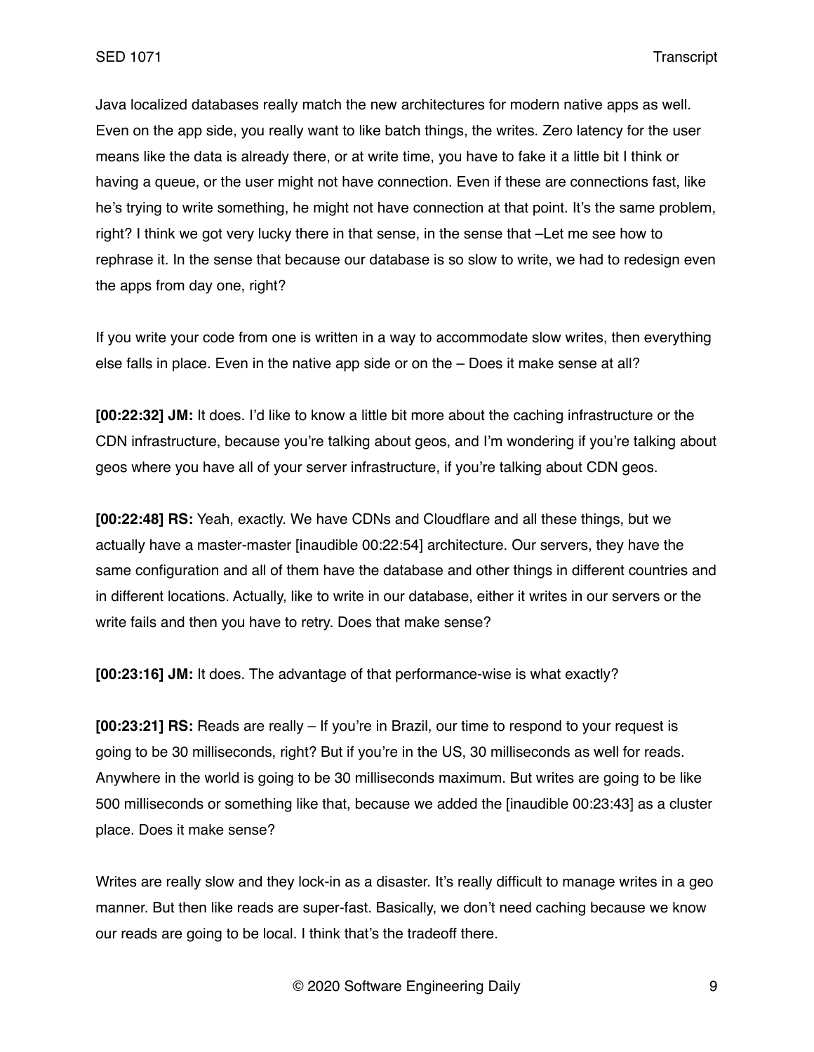Java localized databases really match the new architectures for modern native apps as well. Even on the app side, you really want to like batch things, the writes. Zero latency for the user means like the data is already there, or at write time, you have to fake it a little bit I think or having a queue, or the user might not have connection. Even if these are connections fast, like he's trying to write something, he might not have connection at that point. It's the same problem, right? I think we got very lucky there in that sense, in the sense that –Let me see how to rephrase it. In the sense that because our database is so slow to write, we had to redesign even the apps from day one, right?

If you write your code from one is written in a way to accommodate slow writes, then everything else falls in place. Even in the native app side or on the – Does it make sense at all?

**[00:22:32] JM:** It does. I'd like to know a little bit more about the caching infrastructure or the CDN infrastructure, because you're talking about geos, and I'm wondering if you're talking about geos where you have all of your server infrastructure, if you're talking about CDN geos.

**[00:22:48] RS:** Yeah, exactly. We have CDNs and Cloudflare and all these things, but we actually have a master-master [inaudible 00:22:54] architecture. Our servers, they have the same configuration and all of them have the database and other things in different countries and in different locations. Actually, like to write in our database, either it writes in our servers or the write fails and then you have to retry. Does that make sense?

**[00:23:16] JM:** It does. The advantage of that performance-wise is what exactly?

**[00:23:21] RS:** Reads are really – If you're in Brazil, our time to respond to your request is going to be 30 milliseconds, right? But if you're in the US, 30 milliseconds as well for reads. Anywhere in the world is going to be 30 milliseconds maximum. But writes are going to be like 500 milliseconds or something like that, because we added the [inaudible 00:23:43] as a cluster place. Does it make sense?

Writes are really slow and they lock-in as a disaster. It's really difficult to manage writes in a geo manner. But then like reads are super-fast. Basically, we don't need caching because we know our reads are going to be local. I think that's the tradeoff there.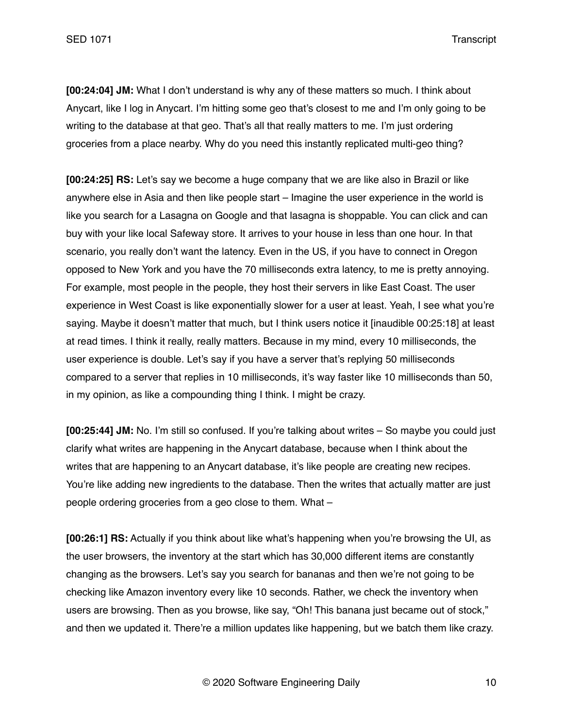**[00:24:04] JM:** What I don't understand is why any of these matters so much. I think about Anycart, like I log in Anycart. I'm hitting some geo that's closest to me and I'm only going to be writing to the database at that geo. That's all that really matters to me. I'm just ordering groceries from a place nearby. Why do you need this instantly replicated multi-geo thing?

**[00:24:25] RS:** Let's say we become a huge company that we are like also in Brazil or like anywhere else in Asia and then like people start – Imagine the user experience in the world is like you search for a Lasagna on Google and that lasagna is shoppable. You can click and can buy with your like local Safeway store. It arrives to your house in less than one hour. In that scenario, you really don't want the latency. Even in the US, if you have to connect in Oregon opposed to New York and you have the 70 milliseconds extra latency, to me is pretty annoying. For example, most people in the people, they host their servers in like East Coast. The user experience in West Coast is like exponentially slower for a user at least. Yeah, I see what you're saying. Maybe it doesn't matter that much, but I think users notice it [inaudible 00:25:18] at least at read times. I think it really, really matters. Because in my mind, every 10 milliseconds, the user experience is double. Let's say if you have a server that's replying 50 milliseconds compared to a server that replies in 10 milliseconds, it's way faster like 10 milliseconds than 50, in my opinion, as like a compounding thing I think. I might be crazy.

**[00:25:44] JM:** No. I'm still so confused. If you're talking about writes – So maybe you could just clarify what writes are happening in the Anycart database, because when I think about the writes that are happening to an Anycart database, it's like people are creating new recipes. You're like adding new ingredients to the database. Then the writes that actually matter are just people ordering groceries from a geo close to them. What –

**[00:26:1] RS:** Actually if you think about like what's happening when you're browsing the UI, as the user browsers, the inventory at the start which has 30,000 different items are constantly changing as the browsers. Let's say you search for bananas and then we're not going to be checking like Amazon inventory every like 10 seconds. Rather, we check the inventory when users are browsing. Then as you browse, like say, "Oh! This banana just became out of stock," and then we updated it. There're a million updates like happening, but we batch them like crazy.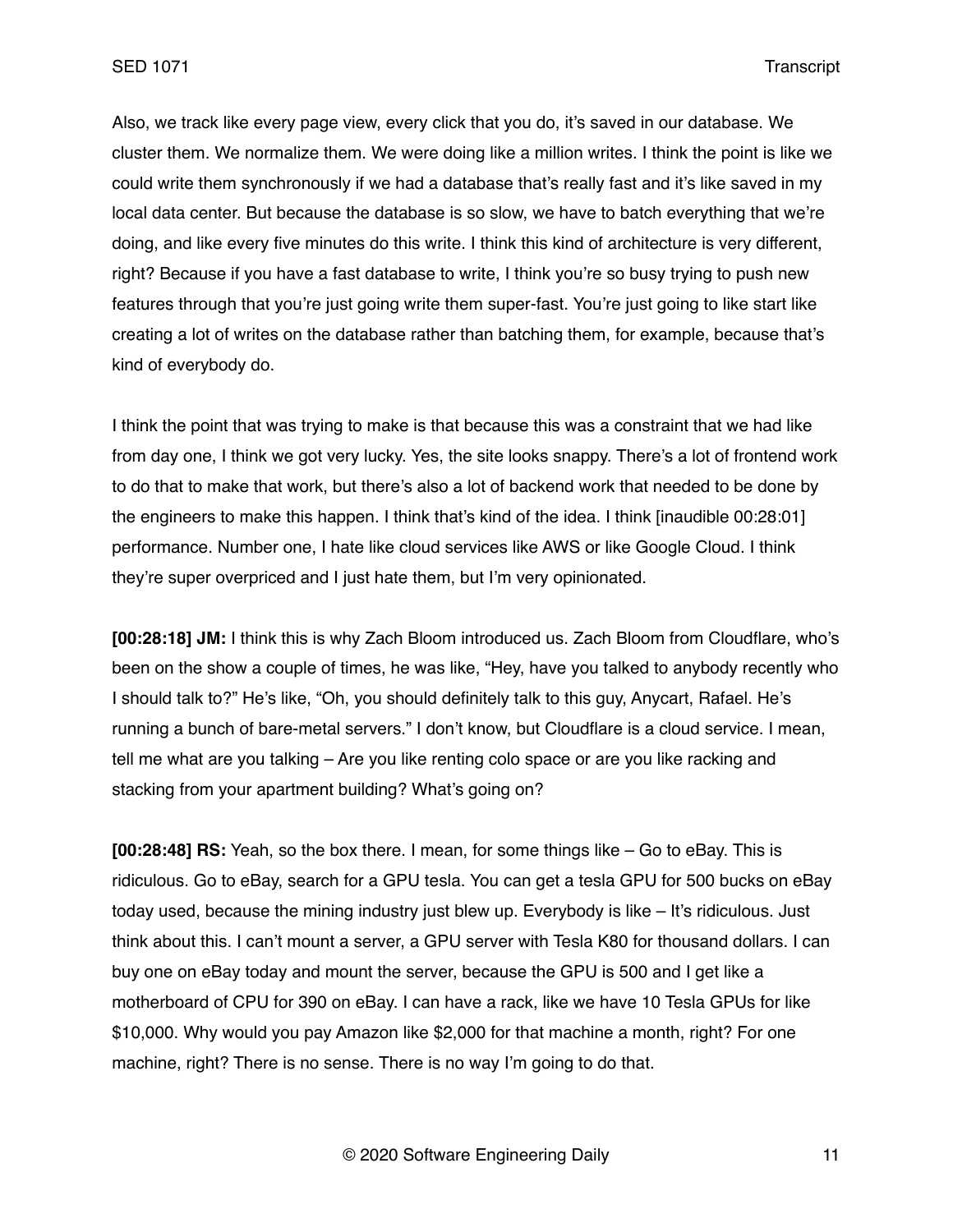Also, we track like every page view, every click that you do, it's saved in our database. We cluster them. We normalize them. We were doing like a million writes. I think the point is like we could write them synchronously if we had a database that's really fast and it's like saved in my local data center. But because the database is so slow, we have to batch everything that we're doing, and like every five minutes do this write. I think this kind of architecture is very different, right? Because if you have a fast database to write, I think you're so busy trying to push new features through that you're just going write them super-fast. You're just going to like start like creating a lot of writes on the database rather than batching them, for example, because that's kind of everybody do.

I think the point that was trying to make is that because this was a constraint that we had like from day one, I think we got very lucky. Yes, the site looks snappy. There's a lot of frontend work to do that to make that work, but there's also a lot of backend work that needed to be done by the engineers to make this happen. I think that's kind of the idea. I think [inaudible 00:28:01] performance. Number one, I hate like cloud services like AWS or like Google Cloud. I think they're super overpriced and I just hate them, but I'm very opinionated.

**[00:28:18] JM:** I think this is why Zach Bloom introduced us. Zach Bloom from Cloudflare, who's been on the show a couple of times, he was like, "Hey, have you talked to anybody recently who I should talk to?" He's like, "Oh, you should definitely talk to this guy, Anycart, Rafael. He's running a bunch of bare-metal servers." I don't know, but Cloudflare is a cloud service. I mean, tell me what are you talking – Are you like renting colo space or are you like racking and stacking from your apartment building? What's going on?

**[00:28:48] RS:** Yeah, so the box there. I mean, for some things like – Go to eBay. This is ridiculous. Go to eBay, search for a GPU tesla. You can get a tesla GPU for 500 bucks on eBay today used, because the mining industry just blew up. Everybody is like – It's ridiculous. Just think about this. I can't mount a server, a GPU server with Tesla K80 for thousand dollars. I can buy one on eBay today and mount the server, because the GPU is 500 and I get like a motherboard of CPU for 390 on eBay. I can have a rack, like we have 10 Tesla GPUs for like $10,000. Why would you pay Amazon like $2,000 for that machine a month, right? For one machine, right? There is no sense. There is no way I'm going to do that.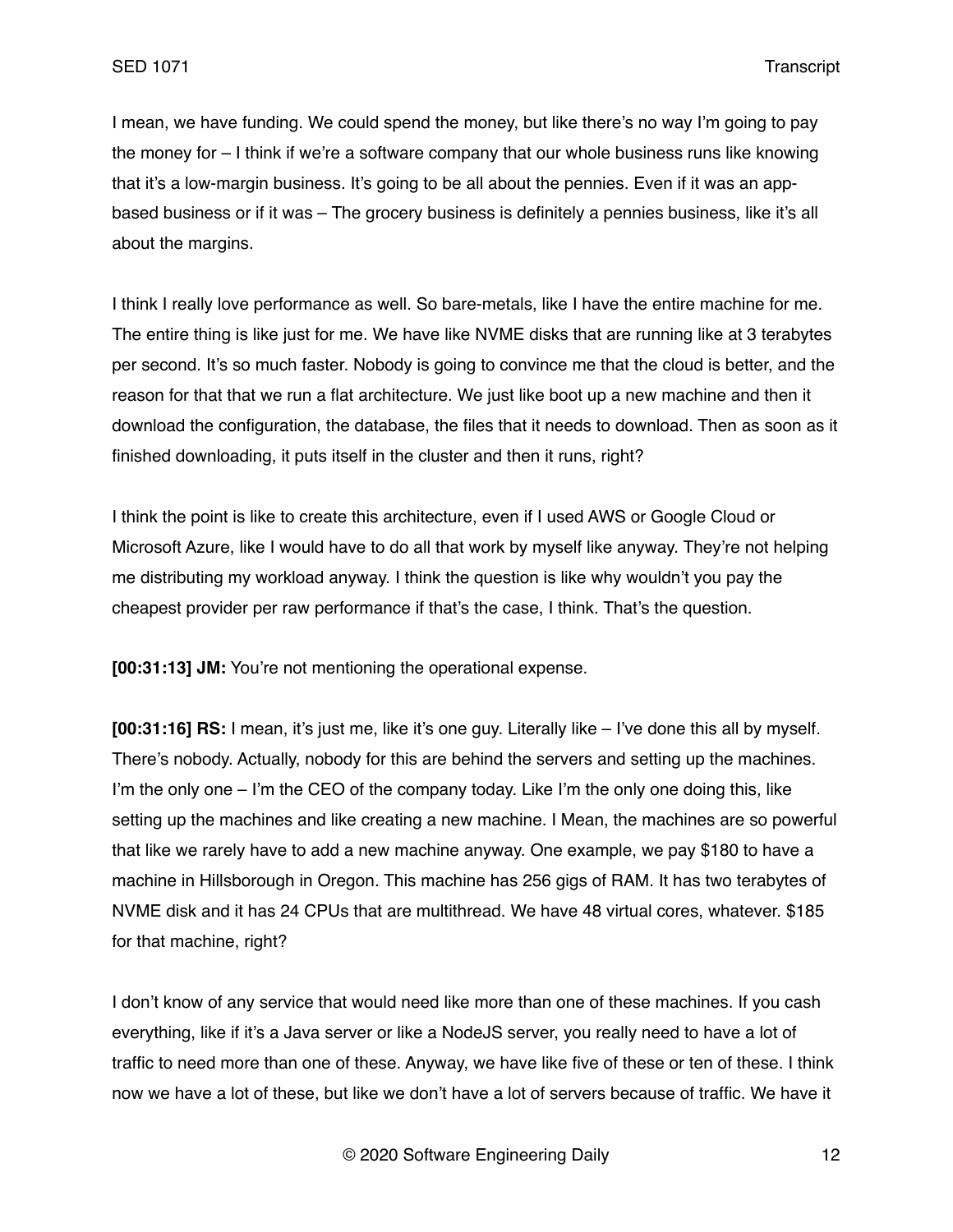I mean, we have funding. We could spend the money, but like there's no way I'm going to pay the money for – I think if we're a software company that our whole business runs like knowing that it's a low-margin business. It's going to be all about the pennies. Even if it was an app-based business or if it was – The grocery business is definitely a pennies business, like it's all about the margins.

I think I really love performance as well. So bare-metals, like I have the entire machine for me. The entire thing is like just for me. We have like NVME disks that are running like at 3 terabytes per second. It's so much faster. Nobody is going to convince me that the cloud is better, and the reason for that that we run a flat architecture. We just like boot up a new machine and then it download the configuration, the database, the files that it needs to download. Then as soon as it finished downloading, it puts itself in the cluster and then it runs, right?

I think the point is like to create this architecture, even if I used AWS or Google Cloud or Microsoft Azure, like I would have to do all that work by myself like anyway. They're not helping me distributing my workload anyway. I think the question is like why wouldn't you pay the cheapest provider per raw performance if that's the case, I think. That's the question.

**[00:31:13] JM:** You're not mentioning the operational expense.

**[00:31:16] RS:** I mean, it's just me, like it's one guy. Literally like – I've done this all by myself. There's nobody. Actually, nobody for this are behind the servers and setting up the machines. I'm the only one – I'm the CEO of the company today. Like I'm the only one doing this, like setting up the machines and like creating a new machine. I Mean, the machines are so powerful that like we rarely have to add a new machine anyway. One example, we pay $180 to have a machine in Hillsborough in Oregon. This machine has 256 gigs of RAM. It has two terabytes of NVME disk and it has 24 CPUs that are multithread. We have 48 virtual cores, whatever. $185 for that machine, right?

I don't know of any service that would need like more than one of these machines. If you cash everything, like if it's a Java server or like a NodeJS server, you really need to have a lot of traffic to need more than one of these. Anyway, we have like five of these or ten of these. I think now we have a lot of these, but like we don't have a lot of servers because of traffic. We have it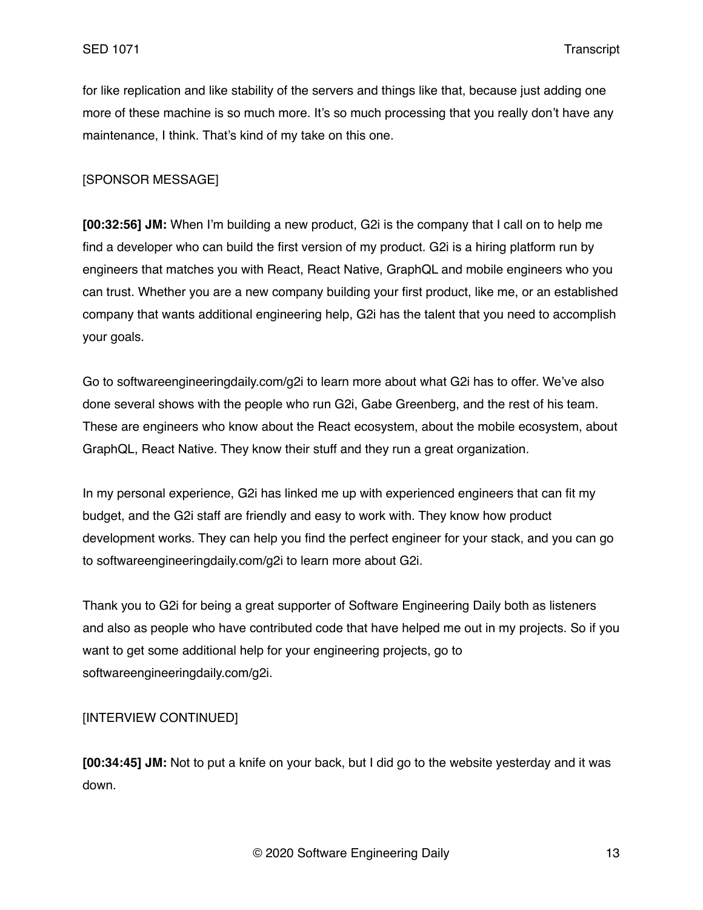for like replication and like stability of the servers and things like that, because just adding one more of these machine is so much more. It's so much processing that you really don't have any maintenance, I think. That's kind of my take on this one.

[SPONSOR MESSAGE]

**[00:32:56] JM:** When I'm building a new product, G2i is the company that I call on to help me find a developer who can build the first version of my product. G2i is a hiring platform run by engineers that matches you with React, React Native, GraphQL and mobile engineers who you can trust. Whether you are a new company building your first product, like me, or an established company that wants additional engineering help, G2i has the talent that you need to accomplish your goals.

Go to softwareengineeringdaily.com/g2i to learn more about what G2i has to offer. We've also done several shows with the people who run G2i, Gabe Greenberg, and the rest of his team. These are engineers who know about the React ecosystem, about the mobile ecosystem, about GraphQL, React Native. They know their stuff and they run a great organization.

In my personal experience, G2i has linked me up with experienced engineers that can fit my budget, and the G2i staff are friendly and easy to work with. They know how product development works. They can help you find the perfect engineer for your stack, and you can go to softwareengineeringdaily.com/g2i to learn more about G2i.

Thank you to G2i for being a great supporter of Software Engineering Daily both as listeners and also as people who have contributed code that have helped me out in my projects. So if you want to get some additional help for your engineering projects, go to softwareengineeringdaily.com/g2i.

[INTERVIEW CONTINUED]

**[00:34:45] JM:** Not to put a knife on your back, but I did go to the website yesterday and it was down.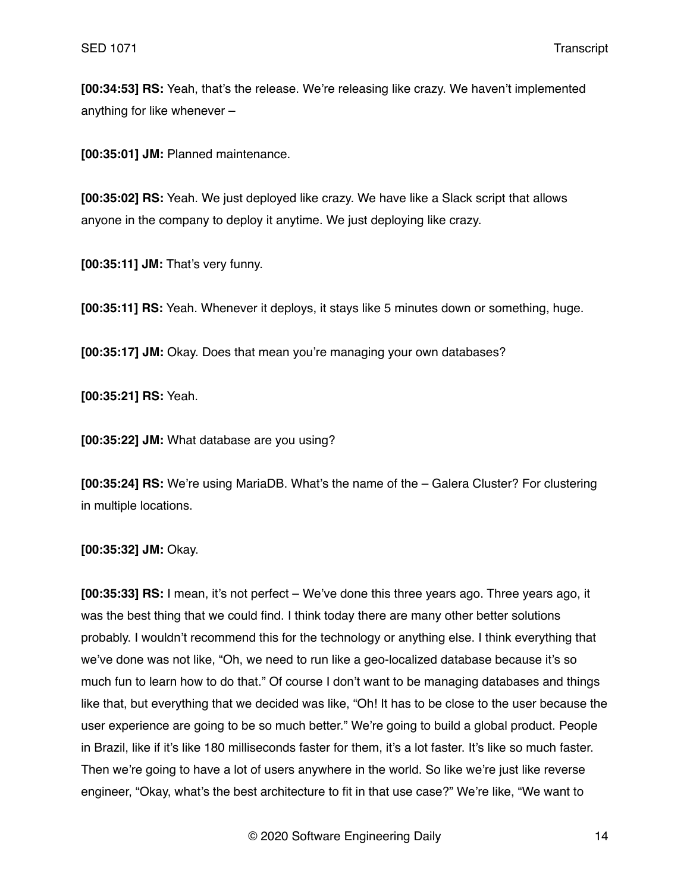**[00:34:53] RS:** Yeah, that's the release. We're releasing like crazy. We haven't implemented anything for like whenever –

**[00:35:01] JM:** Planned maintenance.

**[00:35:02] RS:** Yeah. We just deployed like crazy. We have like a Slack script that allows anyone in the company to deploy it anytime. We just deploying like crazy.

**[00:35:11] JM:** That's very funny.

**[00:35:11] RS:** Yeah. Whenever it deploys, it stays like 5 minutes down or something, huge.

**[00:35:17] JM:** Okay. Does that mean you're managing your own databases?

**[00:35:21] RS:** Yeah.

**[00:35:22] JM:** What database are you using?

**[00:35:24] RS:** We're using MariaDB. What's the name of the – Galera Cluster? For clustering in multiple locations.

**[00:35:32] JM:** Okay.

**[00:35:33] RS:** I mean, it's not perfect – We've done this three years ago. Three years ago, it was the best thing that we could find. I think today there are many other better solutions probably. I wouldn't recommend this for the technology or anything else. I think everything that we've done was not like, "Oh, we need to run like a geo-localized database because it's so much fun to learn how to do that." Of course I don't want to be managing databases and things like that, but everything that we decided was like, "Oh! It has to be close to the user because the user experience are going to be so much better." We're going to build a global product. People in Brazil, like if it's like 180 milliseconds faster for them, it's a lot faster. It's like so much faster. Then we're going to have a lot of users anywhere in the world. So like we're just like reverse engineer, "Okay, what's the best architecture to fit in that use case?" We're like, "We want to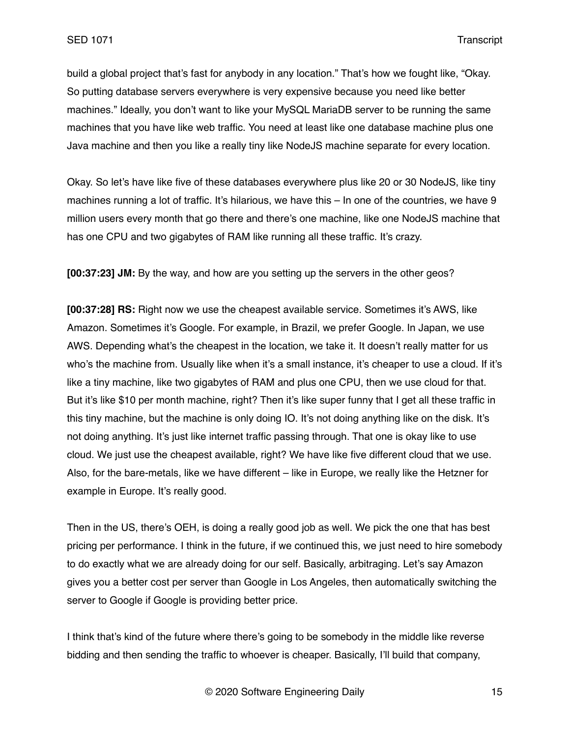build a global project that's fast for anybody in any location." That's how we fought like, "Okay. So putting database servers everywhere is very expensive because you need like better machines." Ideally, you don't want to like your MySQL MariaDB server to be running the same machines that you have like web traffic. You need at least like one database machine plus one Java machine and then you like a really tiny like NodeJS machine separate for every location.

Okay. So let's have like five of these databases everywhere plus like 20 or 30 NodeJS, like tiny machines running a lot of traffic. It's hilarious, we have this – In one of the countries, we have 9 million users every month that go there and there's one machine, like one NodeJS machine that has one CPU and two gigabytes of RAM like running all these traffic. It's crazy.

**[00:37:23] JM:** By the way, and how are you setting up the servers in the other geos?

**[00:37:28] RS:** Right now we use the cheapest available service. Sometimes it's AWS, like Amazon. Sometimes it's Google. For example, in Brazil, we prefer Google. In Japan, we use AWS. Depending what's the cheapest in the location, we take it. It doesn't really matter for us who's the machine from. Usually like when it's a small instance, it's cheaper to use a cloud. If it's like a tiny machine, like two gigabytes of RAM and plus one CPU, then we use cloud for that. But it's like $10 per month machine, right? Then it's like super funny that I get all these traffic in this tiny machine, but the machine is only doing IO. It's not doing anything like on the disk. It's not doing anything. It's just like internet traffic passing through. That one is okay like to use cloud. We just use the cheapest available, right? We have like five different cloud that we use. Also, for the bare-metals, like we have different – like in Europe, we really like the Hetzner for example in Europe. It's really good.

Then in the US, there's OEH, is doing a really good job as well. We pick the one that has best pricing per performance. I think in the future, if we continued this, we just need to hire somebody to do exactly what we are already doing for our self. Basically, arbitraging. Let's say Amazon gives you a better cost per server than Google in Los Angeles, then automatically switching the server to Google if Google is providing better price.

I think that's kind of the future where there's going to be somebody in the middle like reverse bidding and then sending the traffic to whoever is cheaper. Basically, I'll build that company,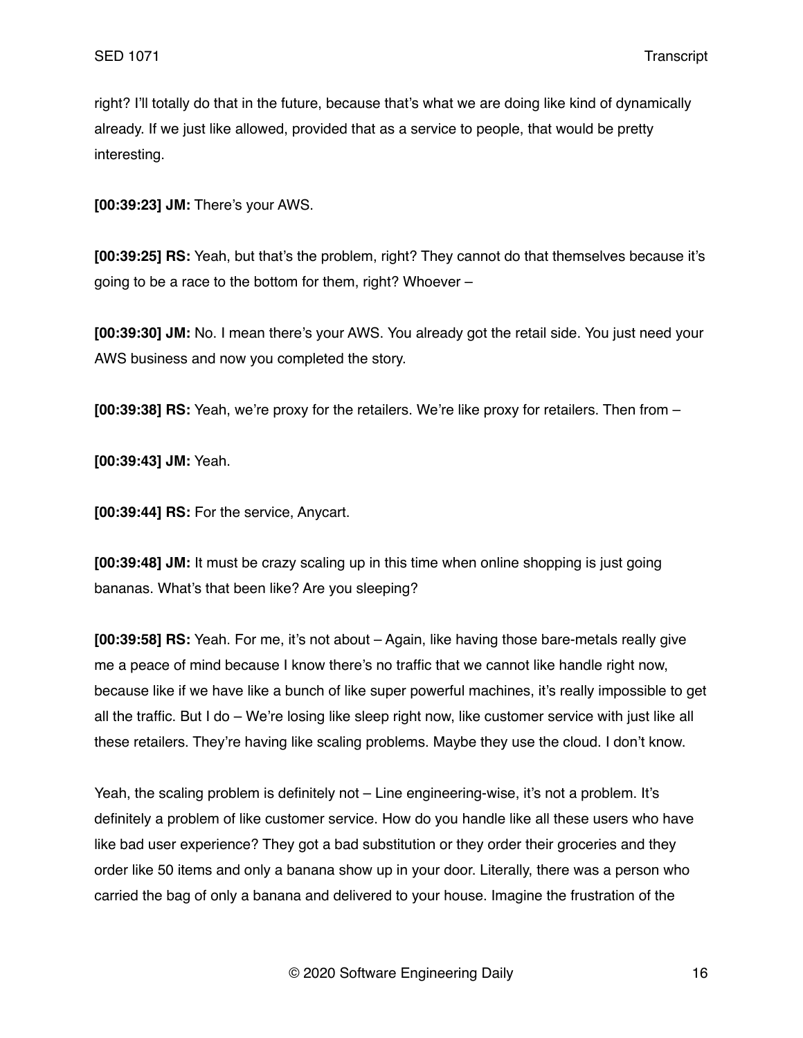right? I'll totally do that in the future, because that's what we are doing like kind of dynamically already. If we just like allowed, provided that as a service to people, that would be pretty interesting.

**[00:39:23] JM:** There's your AWS.

**[00:39:25] RS:** Yeah, but that's the problem, right? They cannot do that themselves because it's going to be a race to the bottom for them, right? Whoever –

**[00:39:30] JM:** No. I mean there's your AWS. You already got the retail side. You just need your AWS business and now you completed the story.

**[00:39:38] RS:** Yeah, we're proxy for the retailers. We're like proxy for retailers. Then from –

**[00:39:43] JM:** Yeah.

**[00:39:44] RS:** For the service, Anycart.

**[00:39:48] JM:** It must be crazy scaling up in this time when online shopping is just going bananas. What's that been like? Are you sleeping?

**[00:39:58] RS:** Yeah. For me, it's not about – Again, like having those bare-metals really give me a peace of mind because I know there's no traffic that we cannot like handle right now, because like if we have like a bunch of like super powerful machines, it's really impossible to get all the traffic. But I do – We're losing like sleep right now, like customer service with just like all these retailers. They're having like scaling problems. Maybe they use the cloud. I don't know.

Yeah, the scaling problem is definitely not – Line engineering-wise, it's not a problem. It's definitely a problem of like customer service. How do you handle like all these users who have like bad user experience? They got a bad substitution or they order their groceries and they order like 50 items and only a banana show up in your door. Literally, there was a person who carried the bag of only a banana and delivered to your house. Imagine the frustration of the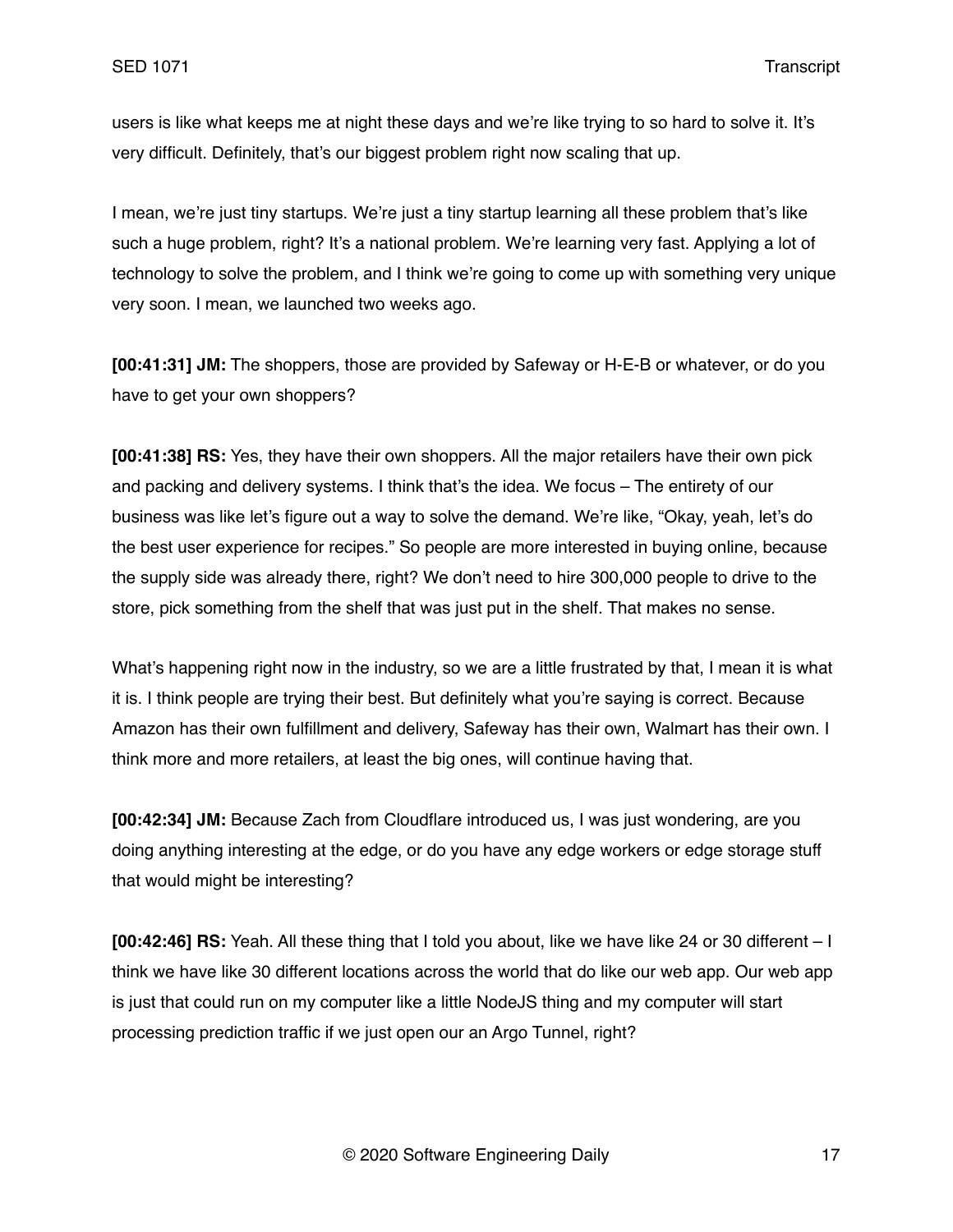users is like what keeps me at night these days and we're like trying to so hard to solve it. It's very difficult. Definitely, that's our biggest problem right now scaling that up.

I mean, we're just tiny startups. We're just a tiny startup learning all these problem that's like such a huge problem, right? It's a national problem. We're learning very fast. Applying a lot of technology to solve the problem, and I think we're going to come up with something very unique very soon. I mean, we launched two weeks ago.

**[00:41:31] JM:** The shoppers, those are provided by Safeway or H-E-B or whatever, or do you have to get your own shoppers?

**[00:41:38] RS:** Yes, they have their own shoppers. All the major retailers have their own pick and packing and delivery systems. I think that's the idea. We focus – The entirety of our business was like let's figure out a way to solve the demand. We're like, "Okay, yeah, let's do the best user experience for recipes." So people are more interested in buying online, because the supply side was already there, right? We don't need to hire 300,000 people to drive to the store, pick something from the shelf that was just put in the shelf. That makes no sense.

What's happening right now in the industry, so we are a little frustrated by that, I mean it is what it is. I think people are trying their best. But definitely what you're saying is correct. Because Amazon has their own fulfillment and delivery, Safeway has their own, Walmart has their own. I think more and more retailers, at least the big ones, will continue having that.

**[00:42:34] JM:** Because Zach from Cloudflare introduced us, I was just wondering, are you doing anything interesting at the edge, or do you have any edge workers or edge storage stuff that would might be interesting?

**[00:42:46] RS:** Yeah. All these thing that I told you about, like we have like 24 or 30 different – I think we have like 30 different locations across the world that do like our web app. Our web app is just that could run on my computer like a little NodeJS thing and my computer will start processing prediction traffic if we just open our an Argo Tunnel, right?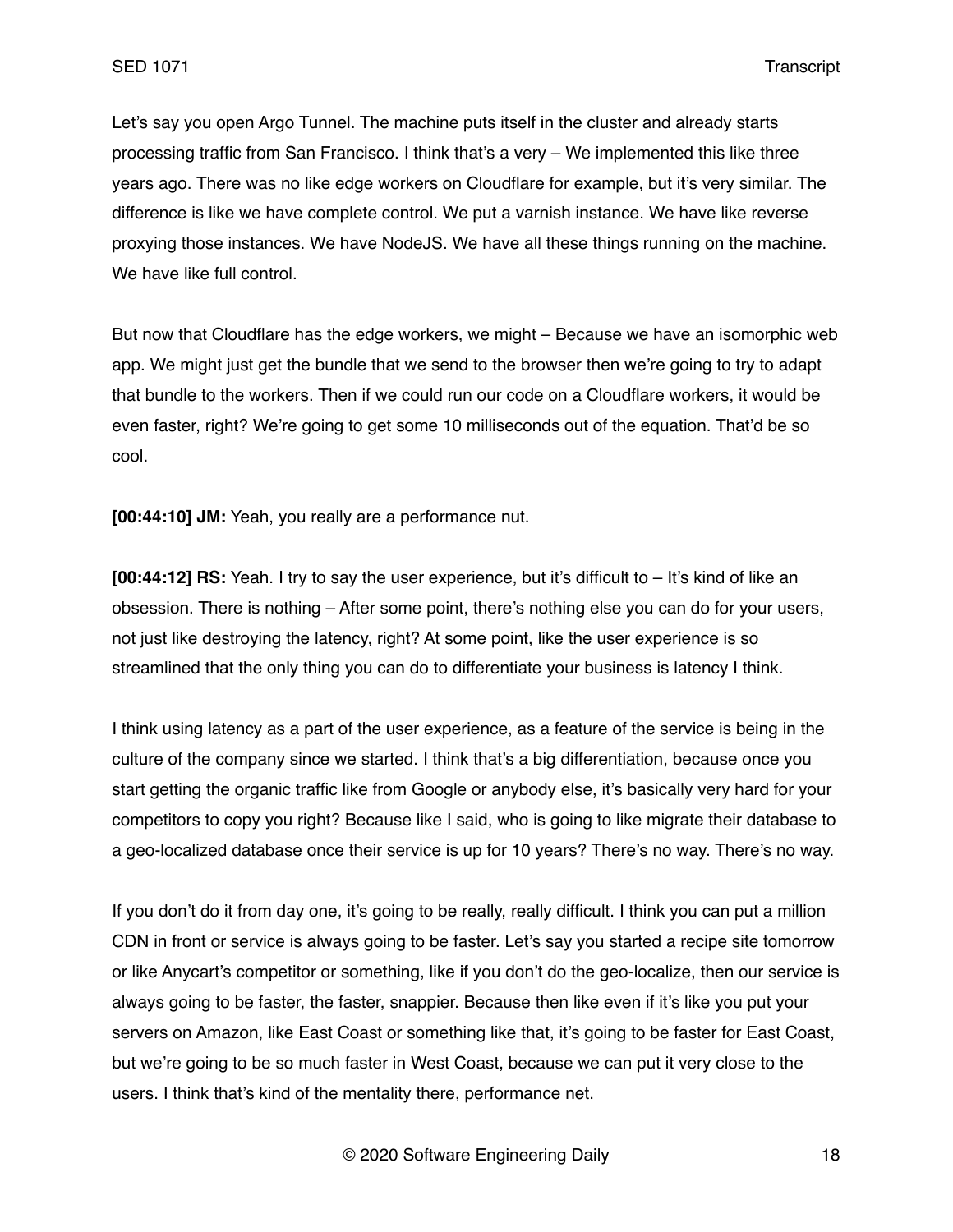Let's say you open Argo Tunnel. The machine puts itself in the cluster and already starts processing traffic from San Francisco. I think that's a very – We implemented this like three years ago. There was no like edge workers on Cloudflare for example, but it's very similar. The difference is like we have complete control. We put a varnish instance. We have like reverse proxying those instances. We have NodeJS. We have all these things running on the machine. We have like full control.

But now that Cloudflare has the edge workers, we might – Because we have an isomorphic web app. We might just get the bundle that we send to the browser then we're going to try to adapt that bundle to the workers. Then if we could run our code on a Cloudflare workers, it would be even faster, right? We're going to get some 10 milliseconds out of the equation. That'd be so cool.

**[00:44:10] JM:** Yeah, you really are a performance nut.

**[00:44:12] RS:** Yeah. I try to say the user experience, but it's difficult to – It's kind of like an obsession. There is nothing – After some point, there's nothing else you can do for your users, not just like destroying the latency, right? At some point, like the user experience is so streamlined that the only thing you can do to differentiate your business is latency I think.

I think using latency as a part of the user experience, as a feature of the service is being in the culture of the company since we started. I think that's a big differentiation, because once you start getting the organic traffic like from Google or anybody else, it's basically very hard for your competitors to copy you right? Because like I said, who is going to like migrate their database to a geo-localized database once their service is up for 10 years? There's no way. There's no way.

If you don't do it from day one, it's going to be really, really difficult. I think you can put a million CDN in front or service is always going to be faster. Let's say you started a recipe site tomorrow or like Anycart's competitor or something, like if you don't do the geo-localize, then our service is always going to be faster, the faster, snappier. Because then like even if it's like you put your servers on Amazon, like East Coast or something like that, it's going to be faster for East Coast, but we're going to be so much faster in West Coast, because we can put it very close to the users. I think that's kind of the mentality there, performance net.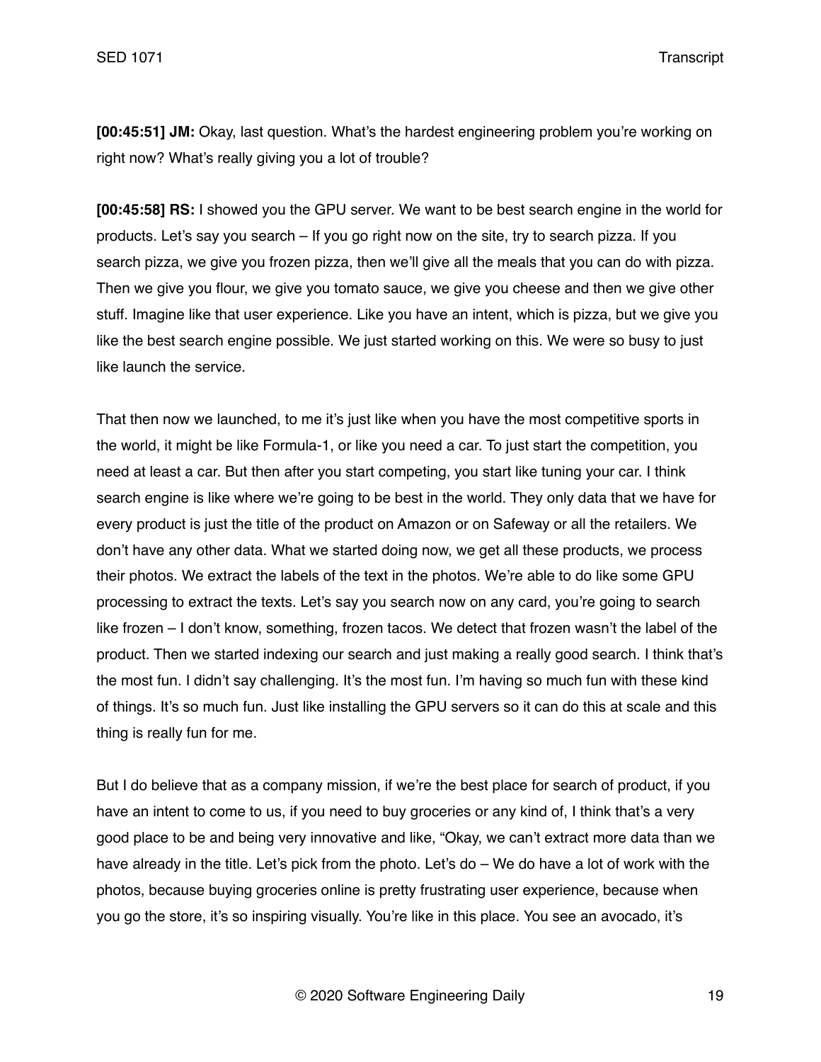**[00:45:51] JM:** Okay, last question. What's the hardest engineering problem you're working on right now? What's really giving you a lot of trouble?

**[00:45:58] RS:** I showed you the GPU server. We want to be best search engine in the world for products. Let's say you search – If you go right now on the site, try to search pizza. If you search pizza, we give you frozen pizza, then we'll give all the meals that you can do with pizza. Then we give you flour, we give you tomato sauce, we give you cheese and then we give other stuff. Imagine like that user experience. Like you have an intent, which is pizza, but we give you like the best search engine possible. We just started working on this. We were so busy to just like launch the service.

That then now we launched, to me it's just like when you have the most competitive sports in the world, it might be like Formula-1, or like you need a car. To just start the competition, you need at least a car. But then after you start competing, you start like tuning your car. I think search engine is like where we're going to be best in the world. They only data that we have for every product is just the title of the product on Amazon or on Safeway or all the retailers. We don't have any other data. What we started doing now, we get all these products, we process their photos. We extract the labels of the text in the photos. We're able to do like some GPU processing to extract the texts. Let's say you search now on any card, you're going to search like frozen – I don't know, something, frozen tacos. We detect that frozen wasn't the label of the product. Then we started indexing our search and just making a really good search. I think that's the most fun. I didn't say challenging. It's the most fun. I'm having so much fun with these kind of things. It's so much fun. Just like installing the GPU servers so it can do this at scale and this thing is really fun for me.

But I do believe that as a company mission, if we're the best place for search of product, if you have an intent to come to us, if you need to buy groceries or any kind of, I think that's a very good place to be and being very innovative and like, "Okay, we can't extract more data than we have already in the title. Let's pick from the photo. Let's do – We do have a lot of work with the photos, because buying groceries online is pretty frustrating user experience, because when you go the store, it's so inspiring visually. You're like in this place. You see an avocado, it's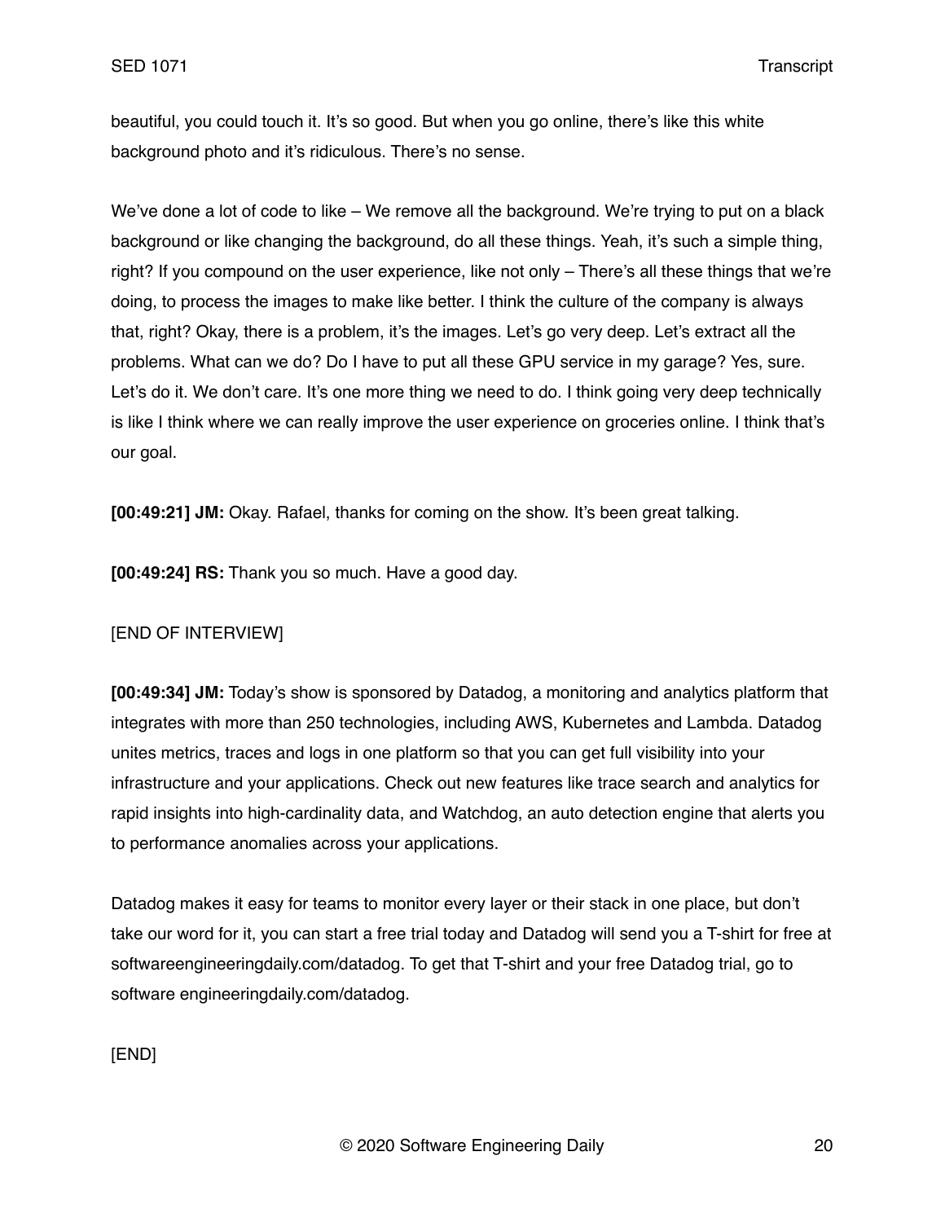beautiful, you could touch it. It's so good. But when you go online, there's like this white background photo and it's ridiculous. There's no sense.

We've done a lot of code to like – We remove all the background. We're trying to put on a black background or like changing the background, do all these things. Yeah, it's such a simple thing, right? If you compound on the user experience, like not only – There's all these things that we're doing, to process the images to make like better. I think the culture of the company is always that, right? Okay, there is a problem, it's the images. Let's go very deep. Let's extract all the problems. What can we do? Do I have to put all these GPU service in my garage? Yes, sure. Let's do it. We don't care. It's one more thing we need to do. I think going very deep technically is like I think where we can really improve the user experience on groceries online. I think that's our goal.

**[00:49:21] JM:** Okay. Rafael, thanks for coming on the show. It's been great talking.

**[00:49:24] RS:** Thank you so much. Have a good day.

[END OF INTERVIEW]

**[00:49:34] JM:** Today's show is sponsored by Datadog, a monitoring and analytics platform that integrates with more than 250 technologies, including AWS, Kubernetes and Lambda. Datadog unites metrics, traces and logs in one platform so that you can get full visibility into your infrastructure and your applications. Check out new features like trace search and analytics for rapid insights into high-cardinality data, and Watchdog, an auto detection engine that alerts you to performance anomalies across your applications.

Datadog makes it easy for teams to monitor every layer or their stack in one place, but don't take our word for it, you can start a free trial today and Datadog will send you a T-shirt for free at softwareengineeringdaily.com/datadog. To get that T-shirt and your free Datadog trial, go to software engineeringdaily.com/datadog.

[END]